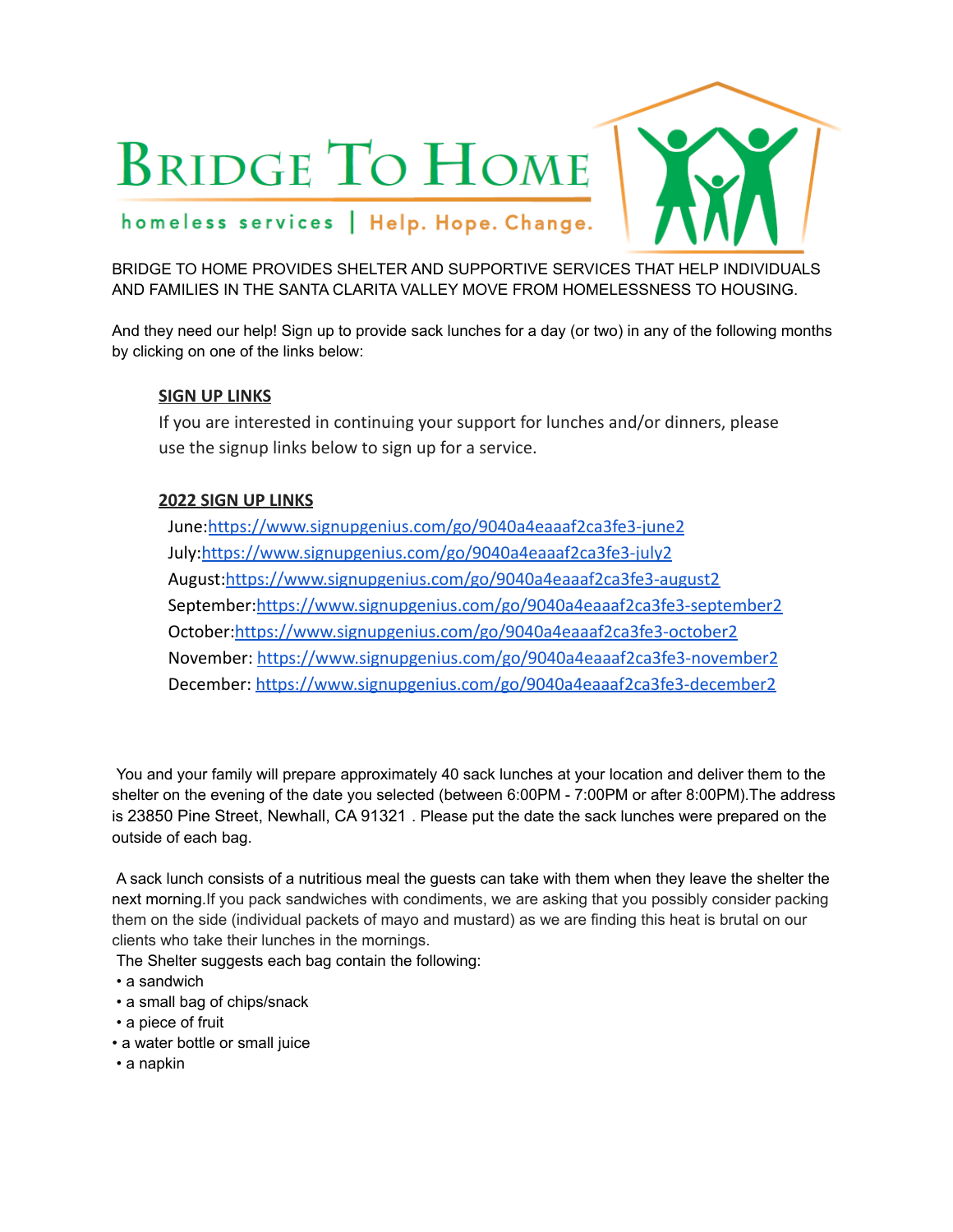# Bridge To Home

homeless services | Help. Hope. Change.

BRIDGE TO HOME PROVIDES SHELTER AND SUPPORTIVE SERVICES THAT HELP INDIVIDUALS AND FAMILIES IN THE SANTA CLARITA VALLEY MOVE FROM HOMELESSNESS TO HOUSING.

And they need our help! Sign up to provide sack lunches for a day (or two) in any of the following months by clicking on one of the links below:

**SIGN UP LINKS**

If you are interested in continuing your support for lunches and/or dinners, please use the signup links below to sign up for a service.

**2022 SIGN UP LINKS**

June:https://www.signupgenius.com/go/9040a4eaaaf2ca3fe3-june2
July:https://www.signupgenius.com/go/9040a4eaaaf2ca3fe3-july2
August:https://www.signupgenius.com/go/9040a4eaaaf2ca3fe3-august2
September:https://www.signupgenius.com/go/9040a4eaaaf2ca3fe3-september2
October:https://www.signupgenius.com/go/9040a4eaaaf2ca3fe3-october2
November: https://www.signupgenius.com/go/9040a4eaaaf2ca3fe3-november2
December: https://www.signupgenius.com/go/9040a4eaaaf2ca3fe3-december2

You and your family will prepare approximately 40 sack lunches at your location and deliver them to the shelter on the evening of the date you selected (between 6:00PM - 7:00PM or after 8:00PM).The address is 23850 Pine Street, Newhall, CA 91321 . Please put the date the sack lunches were prepared on the outside of each bag.

A sack lunch consists of a nutritious meal the guests can take with them when they leave the shelter the next morning.If you pack sandwiches with condiments, we are asking that you possibly consider packing them on the side (individual packets of mayo and mustard) as we are finding this heat is brutal on our clients who take their lunches in the mornings.

The Shelter suggests each bag contain the following:

- a sandwich
- a small bag of chips/snack
- a piece of fruit
- a water bottle or small juice
- a napkin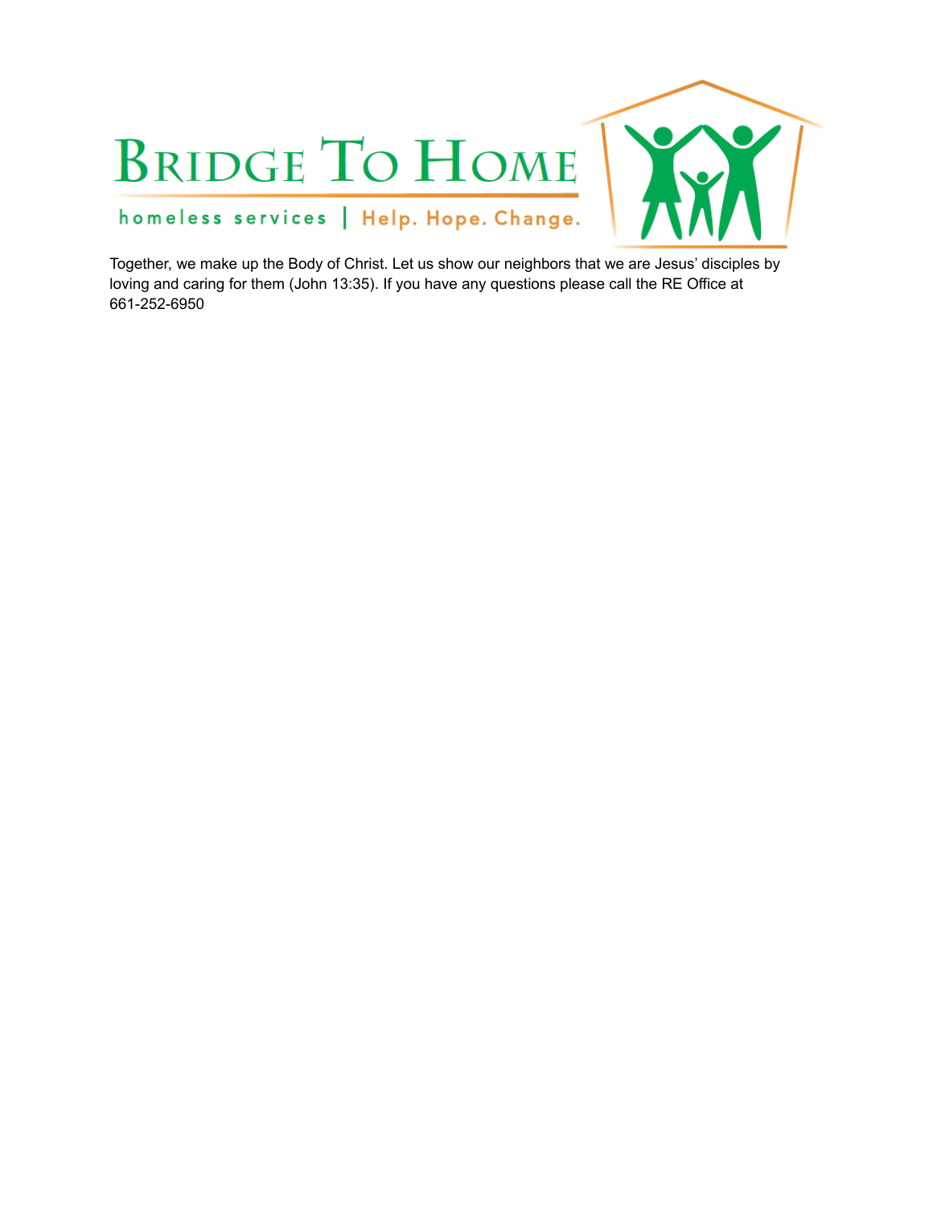BRIDGE TO HOME

homeless services | Help. Hope. Change.

Together, we make up the Body of Christ. Let us show our neighbors that we are Jesus' disciples by loving and caring for them (John 13:35). If you have any questions please call the RE Office at 661-252-6950